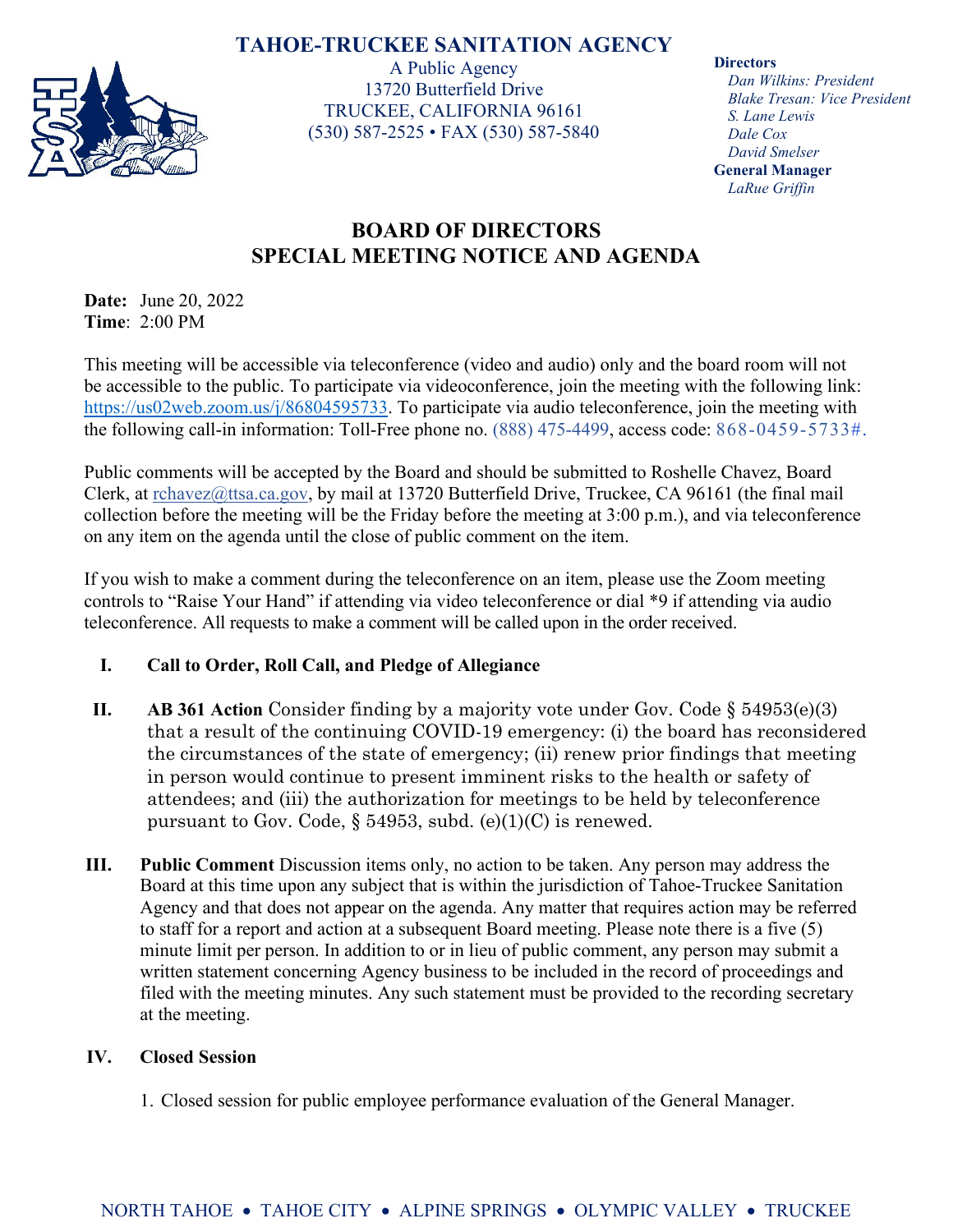# TAHOE-TRUCKEE SANITATION AGENCY

A Public Agency
13720 Butterfield Drive
TRUCKEE, CALIFORNIA 96161
(530) 587-2525 • FAX (530) 587-5840

**Directors**
*Dan Wilkins: President*
*Blake Tresan: Vice President*
*S. Lane Lewis*
*Dale Cox*
*David Smelser*
**General Manager**
*LaRue Griffin*

## BOARD OF DIRECTORS
## SPECIAL MEETING NOTICE AND AGENDA

**Date:** June 20, 2022
**Time**: 2:00 PM

This meeting will be accessible via teleconference (video and audio) only and the board room will not be accessible to the public. To participate via videoconference, join the meeting with the following link: https://us02web.zoom.us/j/86804595733. To participate via audio teleconference, join the meeting with the following call-in information: Toll-Free phone no. (888) 475-4499, access code: 868-0459-5733#.

Public comments will be accepted by the Board and should be submitted to Roshelle Chavez, Board Clerk, at rchavez@ttsa.ca.gov, by mail at 13720 Butterfield Drive, Truckee, CA 96161 (the final mail collection before the meeting will be the Friday before the meeting at 3:00 p.m.), and via teleconference on any item on the agenda until the close of public comment on the item.

If you wish to make a comment during the teleconference on an item, please use the Zoom meeting controls to "Raise Your Hand" if attending via video teleconference or dial *9 if attending via audio teleconference. All requests to make a comment will be called upon in the order received.

**I. Call to Order, Roll Call, and Pledge of Allegiance**

**II. AB 361 Action** Consider finding by a majority vote under Gov. Code § 54953(e)(3) that a result of the continuing COVID-19 emergency: (i) the board has reconsidered the circumstances of the state of emergency; (ii) renew prior findings that meeting in person would continue to present imminent risks to the health or safety of attendees; and (iii) the authorization for meetings to be held by teleconference pursuant to Gov. Code, § 54953, subd. (e)(1)(C) is renewed.

**III. Public Comment** Discussion items only, no action to be taken. Any person may address the Board at this time upon any subject that is within the jurisdiction of Tahoe-Truckee Sanitation Agency and that does not appear on the agenda. Any matter that requires action may be referred to staff for a report and action at a subsequent Board meeting. Please note there is a five (5) minute limit per person. In addition to or in lieu of public comment, any person may submit a written statement concerning Agency business to be included in the record of proceedings and filed with the meeting minutes. Any such statement must be provided to the recording secretary at the meeting.

**IV. Closed Session**

1. Closed session for public employee performance evaluation of the General Manager.

NORTH TAHOE • TAHOE CITY • ALPINE SPRINGS • OLYMPIC VALLEY • TRUCKEE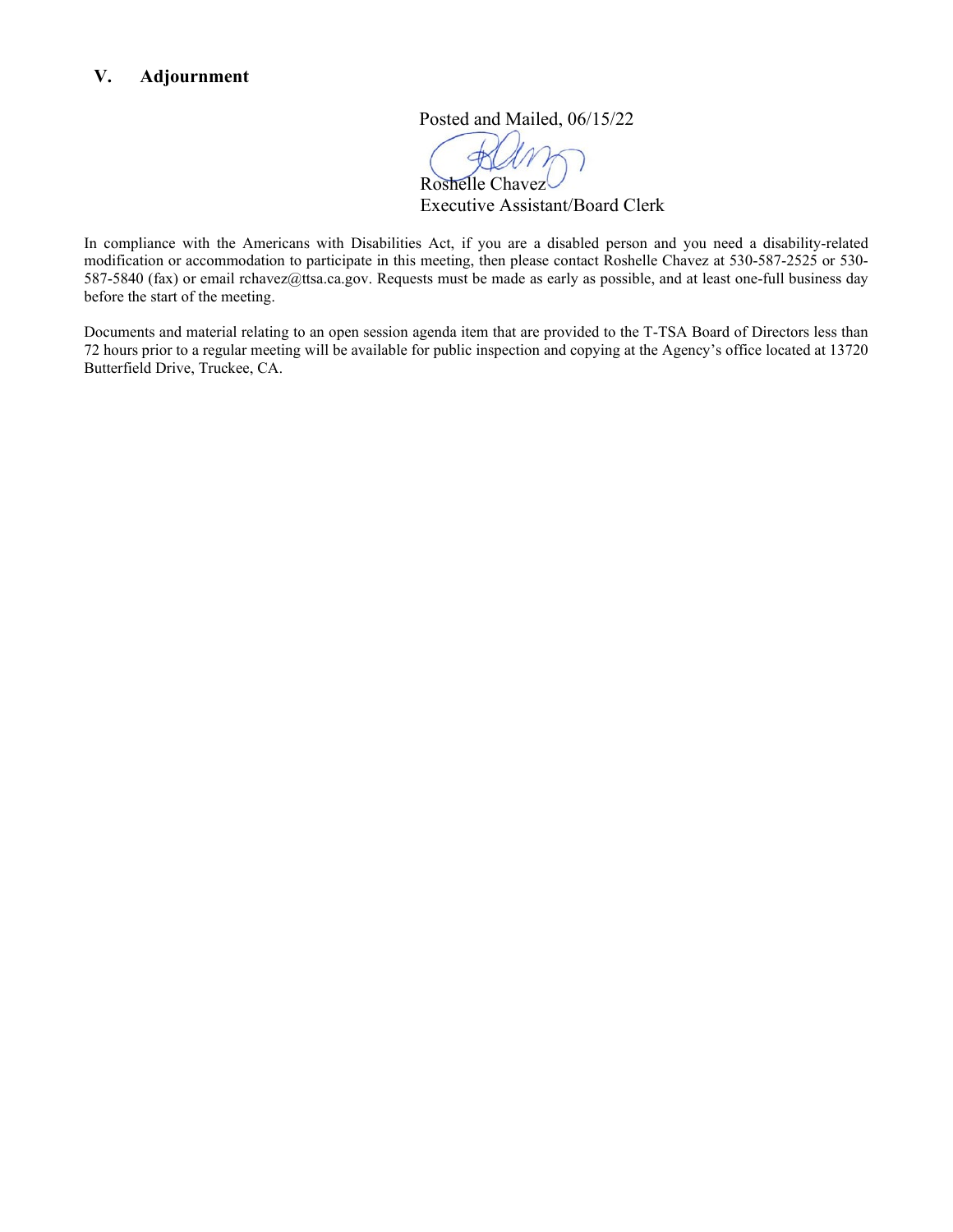## V. Adjournment

Posted and Mailed, 06/15/22

Roshelle Chavez
Executive Assistant/Board Clerk

In compliance with the Americans with Disabilities Act, if you are a disabled person and you need a disability-related modification or accommodation to participate in this meeting, then please contact Roshelle Chavez at 530-587-2525 or 530-587-5840 (fax) or email rchavez@ttsa.ca.gov. Requests must be made as early as possible, and at least one-full business day before the start of the meeting.

Documents and material relating to an open session agenda item that are provided to the T-TSA Board of Directors less than 72 hours prior to a regular meeting will be available for public inspection and copying at the Agency's office located at 13720 Butterfield Drive, Truckee, CA.